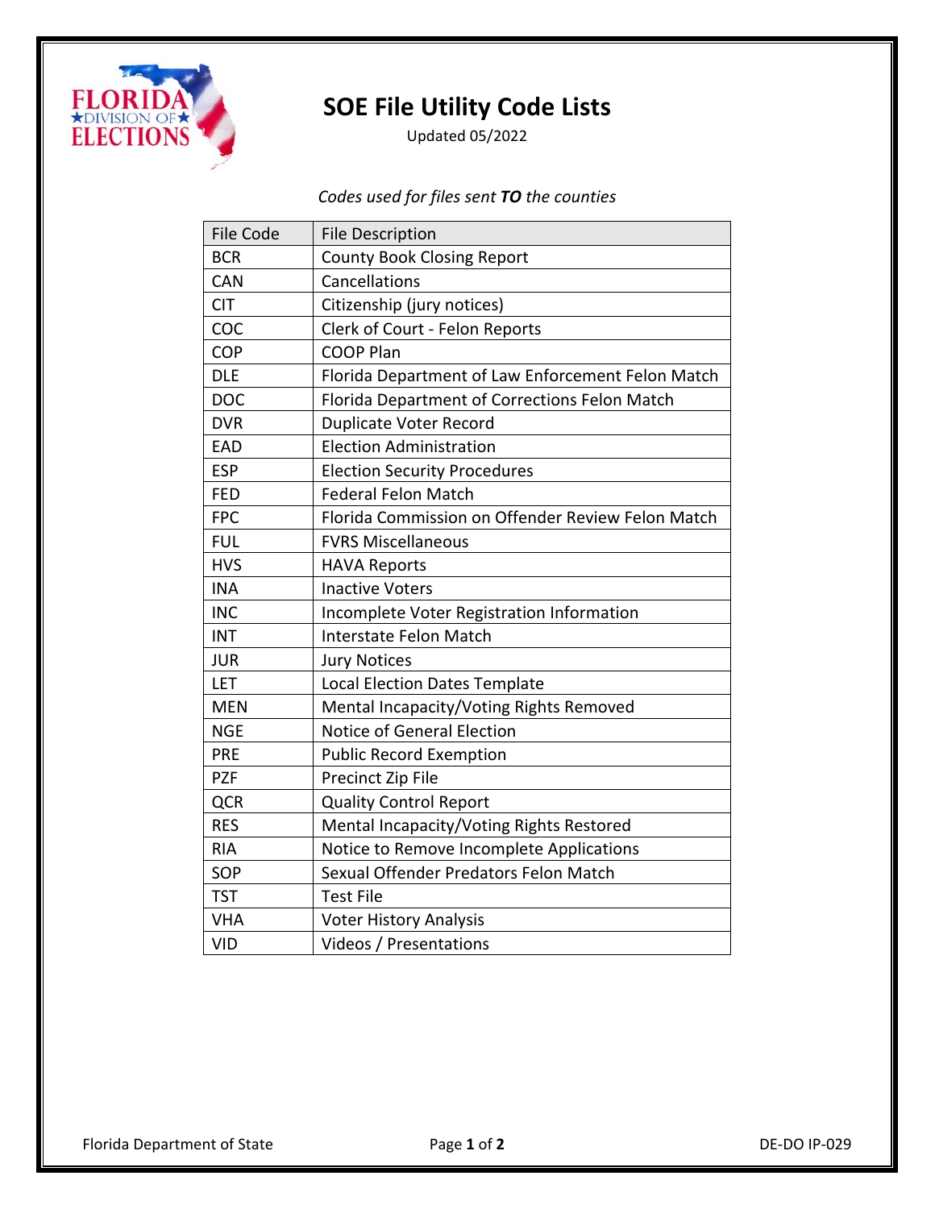# SOE File Utility Code Lists

Updated 05/2022

*Codes used for files sent **TO** the counties*

| File Code | File Description |
|---|---|
| BCR | County Book Closing Report |
| CAN | Cancellations |
| CIT | Citizenship (jury notices) |
| COC | Clerk of Court - Felon Reports |
| COP | COOP Plan |
| DLE | Florida Department of Law Enforcement Felon Match |
| DOC | Florida Department of Corrections Felon Match |
| DVR | Duplicate Voter Record |
| EAD | Election Administration |
| ESP | Election Security Procedures |
| FED | Federal Felon Match |
| FPC | Florida Commission on Offender Review Felon Match |
| FUL | FVRS Miscellaneous |
| HVS | HAVA Reports |
| INA | Inactive Voters |
| INC | Incomplete Voter Registration Information |
| INT | Interstate Felon Match |
| JUR | Jury Notices |
| LET | Local Election Dates Template |
| MEN | Mental Incapacity/Voting Rights Removed |
| NGE | Notice of General Election |
| PRE | Public Record Exemption |
| PZF | Precinct Zip File |
| QCR | Quality Control Report |
| RES | Mental Incapacity/Voting Rights Restored |
| RIA | Notice to Remove Incomplete Applications |
| SOP | Sexual Offender Predators Felon Match |
| TST | Test File |
| VHA | Voter History Analysis |
| VID | Videos / Presentations |

Florida Department of State DE-DO IP-029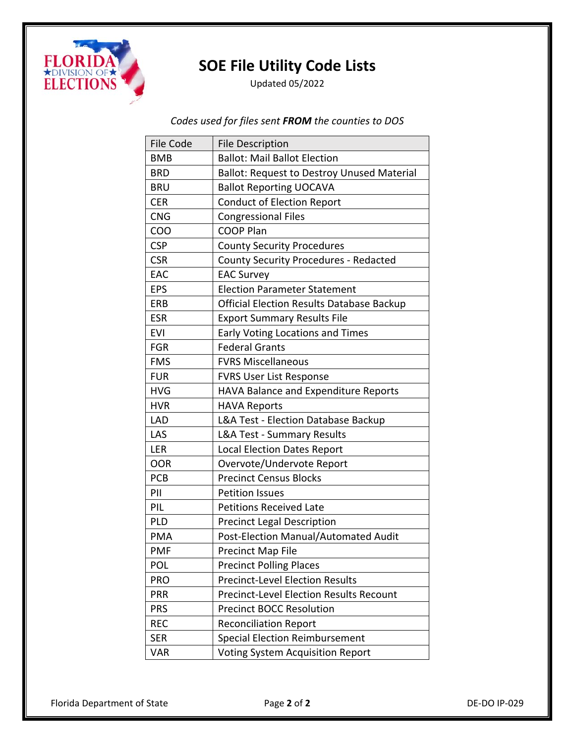# SOE File Utility Code Lists

Updated 05/2022

*Codes used for files sent **FROM** the counties to DOS*

| File Code | File Description |
|---|---|
| BMB | Ballot: Mail Ballot Election |
| BRD | Ballot: Request to Destroy Unused Material |
| BRU | Ballot Reporting UOCAVA |
| CER | Conduct of Election Report |
| CNG | Congressional Files |
| COO | COOP Plan |
| CSP | County Security Procedures |
| CSR | County Security Procedures - Redacted |
| EAC | EAC Survey |
| EPS | Election Parameter Statement |
| ERB | Official Election Results Database Backup |
| ESR | Export Summary Results File |
| EVI | Early Voting Locations and Times |
| FGR | Federal Grants |
| FMS | FVRS Miscellaneous |
| FUR | FVRS User List Response |
| HVG | HAVA Balance and Expenditure Reports |
| HVR | HAVA Reports |
| LAD | L&A Test - Election Database Backup |
| LAS | L&A Test - Summary Results |
| LER | Local Election Dates Report |
| OOR | Overvote/Undervote Report |
| PCB | Precinct Census Blocks |
| PII | Petition Issues |
| PIL | Petitions Received Late |
| PLD | Precinct Legal Description |
| PMA | Post-Election Manual/Automated Audit |
| PMF | Precinct Map File |
| POL | Precinct Polling Places |
| PRO | Precinct-Level Election Results |
| PRR | Precinct-Level Election Results Recount |
| PRS | Precinct BOCC Resolution |
| REC | Reconciliation Report |
| SER | Special Election Reimbursement |
| VAR | Voting System Acquisition Report |